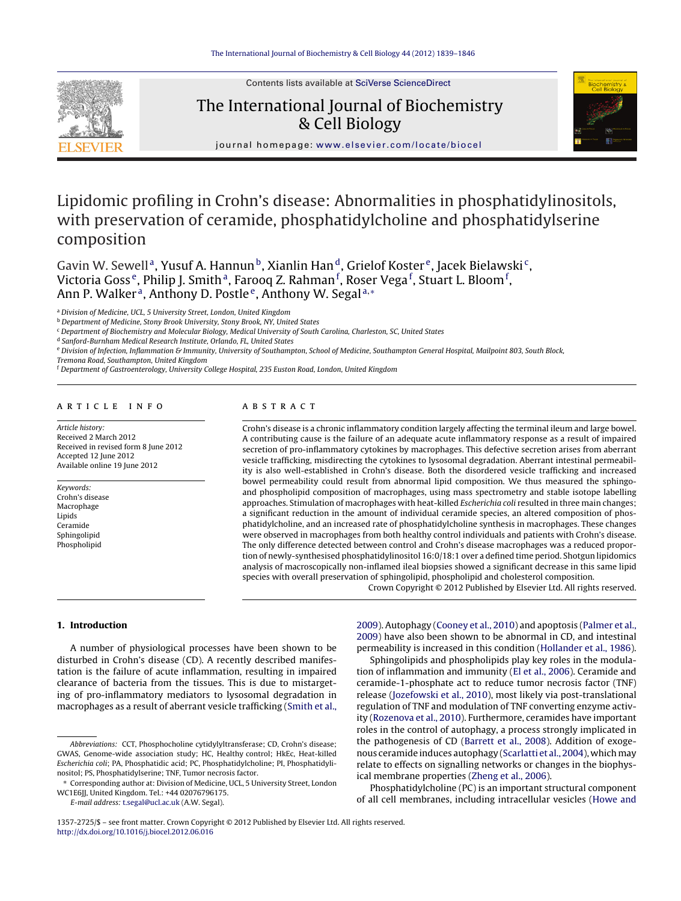# Lipidomic profiling in Crohn's disease: Abnormalities in phosphatidylinositols, with preservation of ceramide, phosphatidylcholine and phosphatidylserine composition

Gavin W. Sewell[a], Yusuf A. Hannun[b], Xianlin Han[d], Grielof Koster[e], Jacek Bielawski[c], Victoria Goss[e], Philip J. Smith[a], Farooq Z. Rahman[f], Roser Vega[f], Stuart L. Bloom[f], Ann P. Walker[a], Anthony D. Postle[e], Anthony W. Segal[a,*]

[a] Division of Medicine, UCL, 5 University Street, London, United Kingdom
[b] Department of Medicine, Stony Brook University, Stony Brook, NY, United States
[c] Department of Biochemistry and Molecular Biology, Medical University of South Carolina, Charleston, SC, United States
[d] Sanford-Burnham Medical Research Institute, Orlando, FL, United States
[e] Division of Infection, Inflammation & Immunity, University of Southampton, School of Medicine, Southampton General Hospital, Mailpoint 803, South Block, Tremona Road, Southampton, United Kingdom
[f] Department of Gastroenterology, University College Hospital, 235 Euston Road, London, United Kingdom

**ARTICLE INFO**

*Article history:*
Received 2 March 2012
Received in revised form 8 June 2012
Accepted 12 June 2012
Available online 19 June 2012

*Keywords:*
Crohn's disease
Macrophage
Lipids
Ceramide
Sphingolipid
Phospholipid

**ABSTRACT**

Crohn's disease is a chronic inflammatory condition largely affecting the terminal ileum and large bowel. A contributing cause is the failure of an adequate acute inflammatory response as a result of impaired secretion of pro-inflammatory cytokines by macrophages. This defective secretion arises from aberrant vesicle trafficking, misdirecting the cytokines to lysosomal degradation. Aberrant intestinal permeability is also well-established in Crohn's disease. Both the disordered vesicle trafficking and increased bowel permeability could result from abnormal lipid composition. We thus measured the sphingo- and phospholipid composition of macrophages, using mass spectrometry and stable isotope labelling approaches. Stimulation of macrophages with heat-killed *Escherichia coli* resulted in three main changes; a significant reduction in the amount of individual ceramide species, an altered composition of phosphatidylcholine, and an increased rate of phosphatidylcholine synthesis in macrophages. These changes were observed in macrophages from both healthy control individuals and patients with Crohn's disease. The only difference detected between control and Crohn's disease macrophages was a reduced proportion of newly-synthesised phosphatidylinositol 16:0/18:1 over a defined time period. Shotgun lipidomics analysis of macroscopically non-inflamed ileal biopsies showed a significant decrease in this same lipid species with overall preservation of sphingolipid, phospholipid and cholesterol composition.

Crown Copyright © 2012 Published by Elsevier Ltd. All rights reserved.

## 1. Introduction

A number of physiological processes have been shown to be disturbed in Crohn's disease (CD). A recently described manifestation is the failure of acute inflammation, resulting in impaired clearance of bacteria from the tissues. This is due to mistargeting of pro-inflammatory mediators to lysosomal degradation in macrophages as a result of aberrant vesicle trafficking (Smith et al., 2009). Autophagy (Cooney et al., 2010) and apoptosis (Palmer et al., 2009) have also been shown to be abnormal in CD, and intestinal permeability is increased in this condition (Hollander et al., 1986).

Sphingolipids and phospholipids play key roles in the modulation of inflammation and immunity (El et al., 2006). Ceramide and ceramide-1-phosphate act to reduce tumor necrosis factor (TNF) release (Jozefowski et al., 2010), most likely via post-translational regulation of TNF and modulation of TNF converting enzyme activity (Rozenova et al., 2010). Furthermore, ceramides have important roles in the control of autophagy, a process strongly implicated in the pathogenesis of CD (Barrett et al., 2008). Addition of exogenous ceramide induces autophagy (Scarlatti et al., 2004), which may relate to effects on signalling networks or changes in the biophysical membrane properties (Zheng et al., 2006).

Phosphatidylcholine (PC) is an important structural component of all cell membranes, including intracellular vesicles (Howe and

---

*Abbreviations:* CCT, Phosphocholine cytidylyltransferase; CD, Crohn's disease; GWAS, Genome-wide association study; HC, Healthy control; HkEc, Heat-killed *Escherichia coli*; PA, Phosphatidic acid; PC, Phosphatidylcholine; PI, Phosphatidylinositol; PS, Phosphatidylserine; TNF, Tumor necrosis factor.

* Corresponding author at: Division of Medicine, UCL, 5 University Street, London WC1E6JJ, United Kingdom. Tel.: +44 02076796175.
*E-mail address:* t.segal@ucl.ac.uk (A.W. Segal).

1357-2725/$ – see front matter. Crown Copyright © 2012 Published by Elsevier Ltd. All rights reserved.
http://dx.doi.org/10.1016/j.biocel.2012.06.016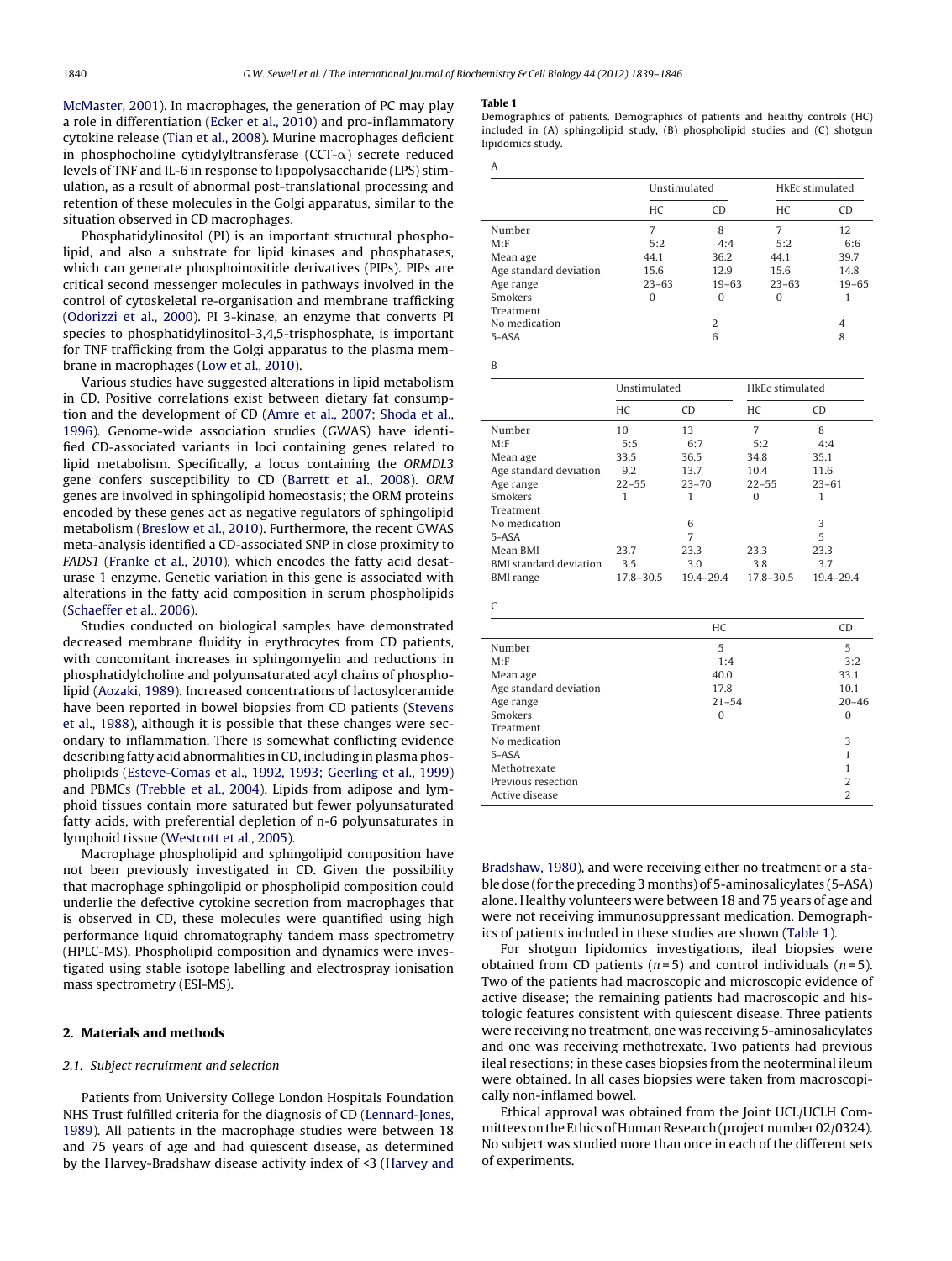McMaster, 2001). In macrophages, the generation of PC may play a role in differentiation (Ecker et al., 2010) and pro-inflammatory cytokine release (Tian et al., 2008). Murine macrophages deficient in phosphocholine cytidylyltransferase (CCT-α) secrete reduced levels of TNF and IL-6 in response to lipopolysaccharide (LPS) stimulation, as a result of abnormal post-translational processing and retention of these molecules in the Golgi apparatus, similar to the situation observed in CD macrophages.

Phosphatidylinositol (PI) is an important structural phospholipid, and also a substrate for lipid kinases and phosphatases, which can generate phosphoinositide derivatives (PIPs). PIPs are critical second messenger molecules in pathways involved in the control of cytoskeletal re-organisation and membrane trafficking (Odorizzi et al., 2000). PI 3-kinase, an enzyme that converts PI species to phosphatidylinositol-3,4,5-trisphosphate, is important for TNF trafficking from the Golgi apparatus to the plasma membrane in macrophages (Low et al., 2010).

Various studies have suggested alterations in lipid metabolism in CD. Positive correlations exist between dietary fat consumption and the development of CD (Amre et al., 2007; Shoda et al., 1996). Genome-wide association studies (GWAS) have identified CD-associated variants in loci containing genes related to lipid metabolism. Specifically, a locus containing the *ORMDL3* gene confers susceptibility to CD (Barrett et al., 2008). *ORM* genes are involved in sphingolipid homeostasis; the ORM proteins encoded by these genes act as negative regulators of sphingolipid metabolism (Breslow et al., 2010). Furthermore, the recent GWAS meta-analysis identified a CD-associated SNP in close proximity to *FADS1* (Franke et al., 2010), which encodes the fatty acid desaturase 1 enzyme. Genetic variation in this gene is associated with alterations in the fatty acid composition in serum phospholipids (Schaeffer et al., 2006).

Studies conducted on biological samples have demonstrated decreased membrane fluidity in erythrocytes from CD patients, with concomitant increases in sphingomyelin and reductions in phosphatidylcholine and polyunsaturated acyl chains of phospholipid (Aozaki, 1989). Increased concentrations of lactosylceramide have been reported in bowel biopsies from CD patients (Stevens et al., 1988), although it is possible that these changes were secondary to inflammation. There is somewhat conflicting evidence describing fatty acid abnormalities in CD, including in plasma phospholipids (Esteve-Comas et al., 1992, 1993; Geerling et al., 1999) and PBMCs (Trebble et al., 2004). Lipids from adipose and lymphoid tissues contain more saturated but fewer polyunsaturated fatty acids, with preferential depletion of n-6 polyunsaturates in lymphoid tissue (Westcott et al., 2005).

Macrophage phospholipid and sphingolipid composition have not been previously investigated in CD. Given the possibility that macrophage sphingolipid or phospholipid composition could underlie the defective cytokine secretion from macrophages that is observed in CD, these molecules were quantified using high performance liquid chromatography tandem mass spectrometry (HPLC-MS). Phospholipid composition and dynamics were investigated using stable isotope labelling and electrospray ionisation mass spectrometry (ESI-MS).

## 2. Materials and methods

### 2.1. Subject recruitment and selection

Patients from University College London Hospitals Foundation NHS Trust fulfilled criteria for the diagnosis of CD (Lennard-Jones, 1989). All patients in the macrophage studies were between 18 and 75 years of age and had quiescent disease, as determined by the Harvey-Bradshaw disease activity index of <3 (Harvey and Bradshaw, 1980), and were receiving either no treatment or a stable dose (for the preceding 3 months) of 5-aminosalicylates (5-ASA) alone. Healthy volunteers were between 18 and 75 years of age and were not receiving immunosuppressant medication. Demographics of patients included in these studies are shown (Table 1).

For shotgun lipidomics investigations, ileal biopsies were obtained from CD patients ($n = 5$) and control individuals ($n = 5$). Two of the patients had macroscopic and microscopic evidence of active disease; the remaining patients had macroscopic and histologic features consistent with quiescent disease. Three patients were receiving no treatment, one was receiving 5-aminosalicylates and one was receiving methotrexate. Two patients had previous ileal resections; in these cases biopsies from the neoterminal ileum were obtained. In all cases biopsies were taken from macroscopically non-inflamed bowel.

Ethical approval was obtained from the Joint UCL/UCLH Committees on the Ethics of Human Research (project number 02/0324). No subject was studied more than once in each of the different sets of experiments.

**Table 1**

Demographics of patients. Demographics of patients and healthy controls (HC) included in (A) sphingolipid study, (B) phospholipid studies and (C) shotgun lipidomics study.

A

| | Unstimulated | | HkEc stimulated | |
|---|---|---|---|---|
| | HC | CD | HC | CD |
| Number | 7 | 8 | 7 | 12 |
| M:F | 5:2 | 4:4 | 5:2 | 6:6 |
| Mean age | 44.1 | 36.2 | 44.1 | 39.7 |
| Age standard deviation | 15.6 | 12.9 | 15.6 | 14.8 |
| Age range | 23–63 | 19–63 | 23–63 | 19–65 |
| Smokers | 0 | 0 | 0 | 1 |
| Treatment | | | | |
| No medication | | 2 | | 4 |
| 5-ASA | | 6 | | 8 |

B

| | Unstimulated | | HkEc stimulated | |
|---|---|---|---|---|
| | HC | CD | HC | CD |
| Number | 10 | 13 | 7 | 8 |
| M:F | 5:5 | 6:7 | 5:2 | 4:4 |
| Mean age | 33.5 | 36.5 | 34.8 | 35.1 |
| Age standard deviation | 9.2 | 13.7 | 10.4 | 11.6 |
| Age range | 22–55 | 23–70 | 22–55 | 23–61 |
| Smokers | 1 | 1 | 0 | 1 |
| Treatment | | | | |
| No medication | | 6 | | 3 |
| 5-ASA | | 7 | | 5 |
| Mean BMI | 23.7 | 23.3 | 23.3 | 23.3 |
| BMI standard deviation | 3.5 | 3.0 | 3.8 | 3.7 |
| BMI range | 17.8–30.5 | 19.4–29.4 | 17.8–30.5 | 19.4–29.4 |

C

| | HC | CD |
|---|---|---|
| Number | 5 | 5 |
| M:F | 1:4 | 3:2 |
| Mean age | 40.0 | 33.1 |
| Age standard deviation | 17.8 | 10.1 |
| Age range | 21–54 | 20–46 |
| Smokers | 0 | 0 |
| Treatment | | |
| No medication | | 3 |
| 5-ASA | | 1 |
| Methotrexate | | 1 |
| Previous resection | | 2 |
| Active disease | | 2 |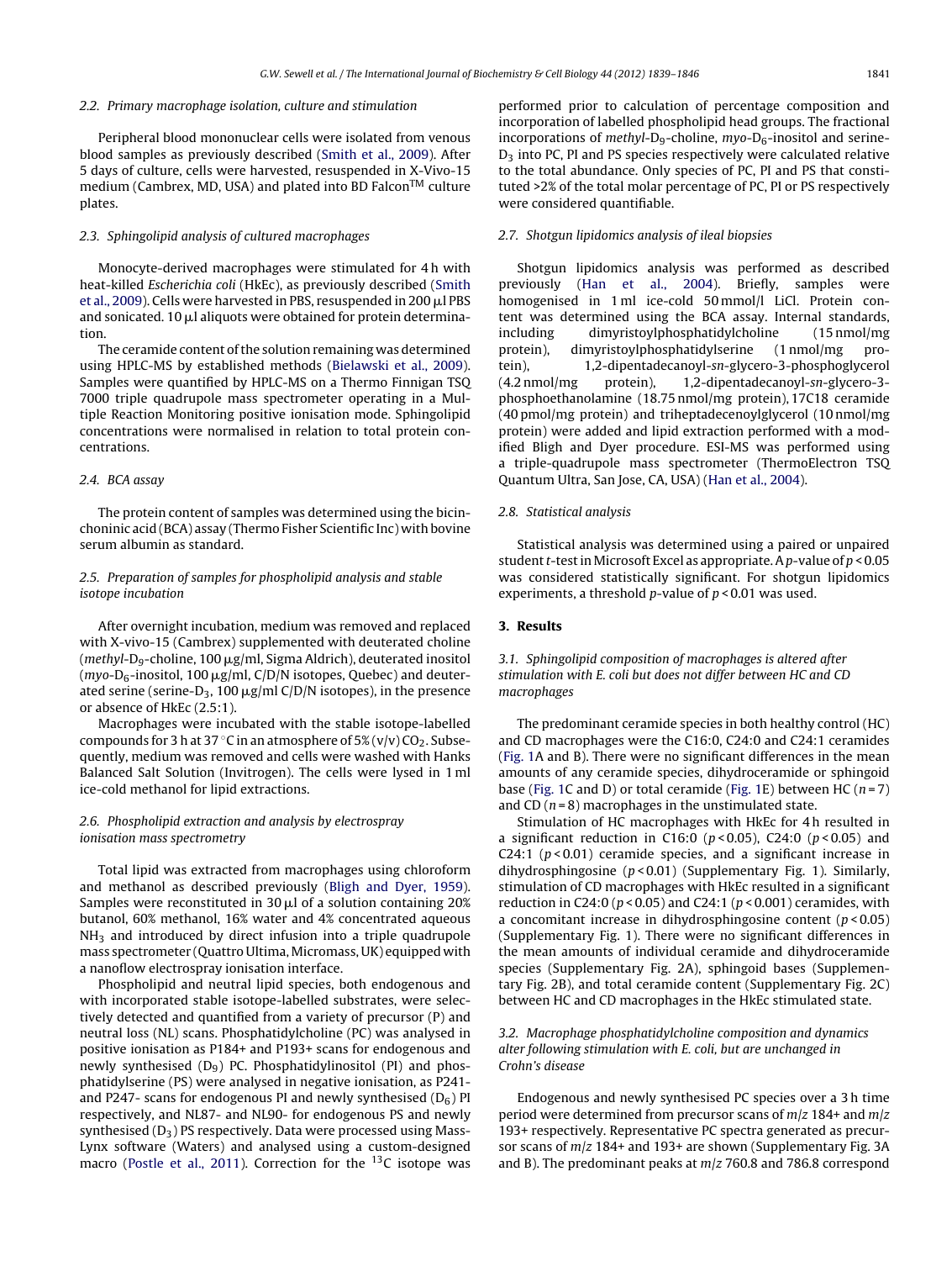### 2.2. Primary macrophage isolation, culture and stimulation

Peripheral blood mononuclear cells were isolated from venous blood samples as previously described (Smith et al., 2009). After 5 days of culture, cells were harvested, resuspended in X-Vivo-15 medium (Cambrex, MD, USA) and plated into BD Falcon™ culture plates.

### 2.3. Sphingolipid analysis of cultured macrophages

Monocyte-derived macrophages were stimulated for 4 h with heat-killed *Escherichia coli* (HkEc), as previously described (Smith et al., 2009). Cells were harvested in PBS, resuspended in 200 μl PBS and sonicated. 10 μl aliquots were obtained for protein determination.

The ceramide content of the solution remaining was determined using HPLC-MS by established methods (Bielawski et al., 2009). Samples were quantified by HPLC-MS on a Thermo Finnigan TSQ 7000 triple quadrupole mass spectrometer operating in a Multiple Reaction Monitoring positive ionisation mode. Sphingolipid concentrations were normalised in relation to total protein concentrations.

### 2.4. BCA assay

The protein content of samples was determined using the bicinchoninic acid (BCA) assay (Thermo Fisher Scientific Inc) with bovine serum albumin as standard.

### 2.5. Preparation of samples for phospholipid analysis and stable isotope incubation

After overnight incubation, medium was removed and replaced with X-vivo-15 (Cambrex) supplemented with deuterated choline (*methyl*-$D_9$-choline, 100 μg/ml, Sigma Aldrich), deuterated inositol (*myo*-$D_6$-inositol, 100 μg/ml, C/D/N isotopes, Quebec) and deuterated serine (serine-$D_3$, 100 μg/ml C/D/N isotopes), in the presence or absence of HkEc (2.5:1).

Macrophages were incubated with the stable isotope-labelled compounds for 3 h at 37 °C in an atmosphere of 5% (v/v) $CO_2$. Subsequently, medium was removed and cells were washed with Hanks Balanced Salt Solution (Invitrogen). The cells were lysed in 1 ml ice-cold methanol for lipid extractions.

### 2.6. Phospholipid extraction and analysis by electrospray ionisation mass spectrometry

Total lipid was extracted from macrophages using chloroform and methanol as described previously (Bligh and Dyer, 1959). Samples were reconstituted in 30 μl of a solution containing 20% butanol, 60% methanol, 16% water and 4% concentrated aqueous $NH_3$ and introduced by direct infusion into a triple quadrupole mass spectrometer (Quattro Ultima, Micromass, UK) equipped with a nanoflow electrospray ionisation interface.

Phospholipid and neutral lipid species, both endogenous and with incorporated stable isotope-labelled substrates, were selectively detected and quantified from a variety of precursor (P) and neutral loss (NL) scans. Phosphatidylcholine (PC) was analysed in positive ionisation as P184+ and P193+ scans for endogenous and newly synthesised ($D_9$) PC. Phosphatidylinositol (PI) and phosphatidylserine (PS) were analysed in negative ionisation, as P241- and P247- scans for endogenous PI and newly synthesised ($D_6$) PI respectively, and NL87- and NL90- for endogenous PS and newly synthesised ($D_3$) PS respectively. Data were processed using MassLynx software (Waters) and analysed using a custom-designed macro (Postle et al., 2011). Correction for the $^{13}C$ isotope was performed prior to calculation of percentage composition and incorporation of labelled phospholipid head groups. The fractional incorporations of *methyl*-$D_9$-choline, *myo*-$D_6$-inositol and serine-$D_3$ into PC, PI and PS species respectively were calculated relative to the total abundance. Only species of PC, PI and PS that constituted >2% of the total molar percentage of PC, PI or PS respectively were considered quantifiable.

### 2.7. Shotgun lipidomics analysis of ileal biopsies

Shotgun lipidomics analysis was performed as described previously (Han et al., 2004). Briefly, samples were homogenised in 1 ml ice-cold 50 mmol/l LiCl. Protein content was determined using the BCA assay. Internal standards, including dimyristoylphosphatidylcholine (15 nmol/mg protein), dimyristoylphosphatidylserine (1 nmol/mg protein), 1,2-dipentadecanoyl-*sn*-glycero-3-phosphoglycerol (4.2 nmol/mg protein), 1,2-dipentadecanoyl-*sn*-glycero-3-phosphoethanolamine (18.75 nmol/mg protein), 17C18 ceramide (40 pmol/mg protein) and triheptadecenoylglycerol (10 nmol/mg protein) were added and lipid extraction performed with a modified Bligh and Dyer procedure. ESI-MS was performed using a triple-quadrupole mass spectrometer (ThermoElectron TSQ Quantum Ultra, San Jose, CA, USA) (Han et al., 2004).

### 2.8. Statistical analysis

Statistical analysis was determined using a paired or unpaired student *t*-test in Microsoft Excel as appropriate. A *p*-value of $p < 0.05$ was considered statistically significant. For shotgun lipidomics experiments, a threshold *p*-value of $p < 0.01$ was used.

## 3. Results

### 3.1. Sphingolipid composition of macrophages is altered after stimulation with E. coli but does not differ between HC and CD macrophages

The predominant ceramide species in both healthy control (HC) and CD macrophages were the C16:0, C24:0 and C24:1 ceramides (Fig. 1A and B). There were no significant differences in the mean amounts of any ceramide species, dihydroceramide or sphingoid base (Fig. 1C and D) or total ceramide (Fig. 1E) between HC ($n = 7$) and CD ($n = 8$) macrophages in the unstimulated state.

Stimulation of HC macrophages with HkEc for 4 h resulted in a significant reduction in C16:0 ($p < 0.05$), C24:0 ($p < 0.05$) and C24:1 ($p < 0.01$) ceramide species, and a significant increase in dihydrosphingosine ($p < 0.01$) (Supplementary Fig. 1). Similarly, stimulation of CD macrophages with HkEc resulted in a significant reduction in C24:0 ($p < 0.05$) and C24:1 ($p < 0.001$) ceramides, with a concomitant increase in dihydrosphingosine content ($p < 0.05$) (Supplementary Fig. 1). There were no significant differences in the mean amounts of individual ceramide and dihydroceramide species (Supplementary Fig. 2A), sphingoid bases (Supplementary Fig. 2B), and total ceramide content (Supplementary Fig. 2C) between HC and CD macrophages in the HkEc stimulated state.

### 3.2. Macrophage phosphatidylcholine composition and dynamics alter following stimulation with E. coli, but are unchanged in Crohn's disease

Endogenous and newly synthesised PC species over a 3 h time period were determined from precursor scans of *m*/*z* 184+ and *m*/*z* 193+ respectively. Representative PC spectra generated as precursor scans of *m*/*z* 184+ and 193+ are shown (Supplementary Fig. 3A and B). The predominant peaks at *m*/*z* 760.8 and 786.8 correspond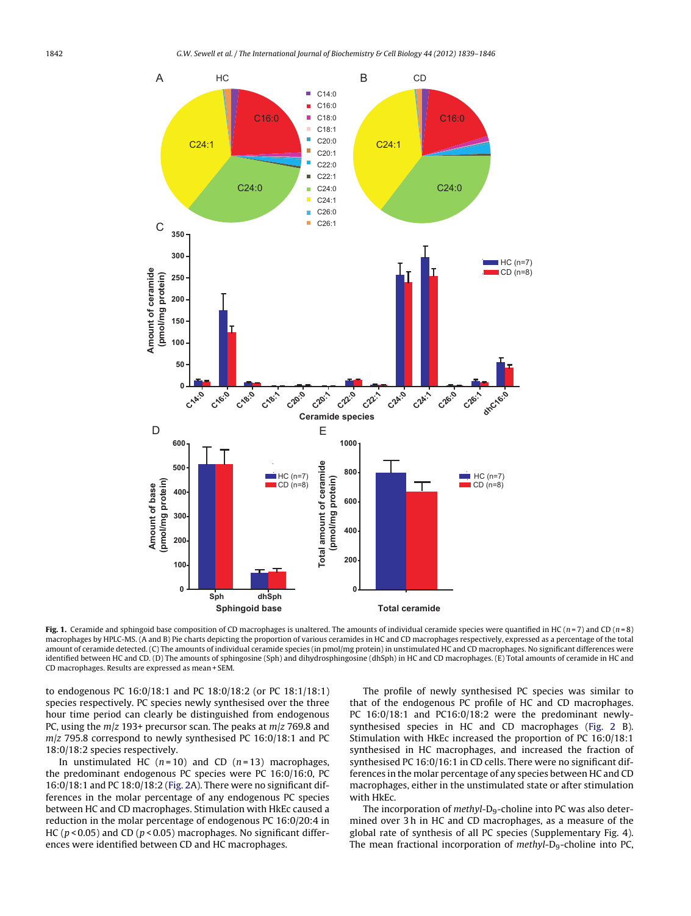**Fig. 1.** Ceramide and sphingoid base composition of CD macrophages is unaltered. The amounts of individual ceramide species were quantified in HC ($n = 7$) and CD ($n = 8$) macrophages by HPLC-MS. (A and B) Pie charts depicting the proportion of various ceramides in HC and CD macrophages respectively, expressed as a percentage of the total amount of ceramide detected. (C) The amounts of individual ceramide species (in pmol/mg protein) in unstimulated HC and CD macrophages. No significant differences were identified between HC and CD. (D) The amounts of sphingosine (Sph) and dihydrosphingosine (dhSph) in HC and CD macrophages. (E) Total amounts of ceramide in HC and CD macrophages. Results are expressed as mean + SEM.

to endogenous PC 16:0/18:1 and PC 18:0/18:2 (or PC 18:1/18:1) species respectively. PC species newly synthesised over the three hour time period can clearly be distinguished from endogenous PC, using the *m*/*z* 193+ precursor scan. The peaks at *m*/*z* 769.8 and *m*/*z* 795.8 correspond to newly synthesised PC 16:0/18:1 and PC 18:0/18:2 species respectively.

In unstimulated HC ($n = 10$) and CD ($n = 13$) macrophages, the predominant endogenous PC species were PC 16:0/16:0, PC 16:0/18:1 and PC 18:0/18:2 (Fig. 2A). There were no significant differences in the molar percentage of any endogenous PC species between HC and CD macrophages. Stimulation with HkEc caused a reduction in the molar percentage of endogenous PC 16:0/20:4 in HC ($p < 0.05$) and CD ($p < 0.05$) macrophages. No significant differences were identified between CD and HC macrophages.

The profile of newly synthesised PC species was similar to that of the endogenous PC profile of HC and CD macrophages. PC 16:0/18:1 and PC16:0/18:2 were the predominant newly-synthesised species in HC and CD macrophages (Fig. 2 B). Stimulation with HkEc increased the proportion of PC 16:0/18:1 synthesised in HC macrophages, and increased the fraction of synthesised PC 16:0/16:1 in CD cells. There were no significant differences in the molar percentage of any species between HC and CD macrophages, either in the unstimulated state or after stimulation with HkEc.

The incorporation of *methyl*-$D_9$-choline into PC was also determined over 3 h in HC and CD macrophages, as a measure of the global rate of synthesis of all PC species (Supplementary Fig. 4). The mean fractional incorporation of *methyl*-$D_9$-choline into PC,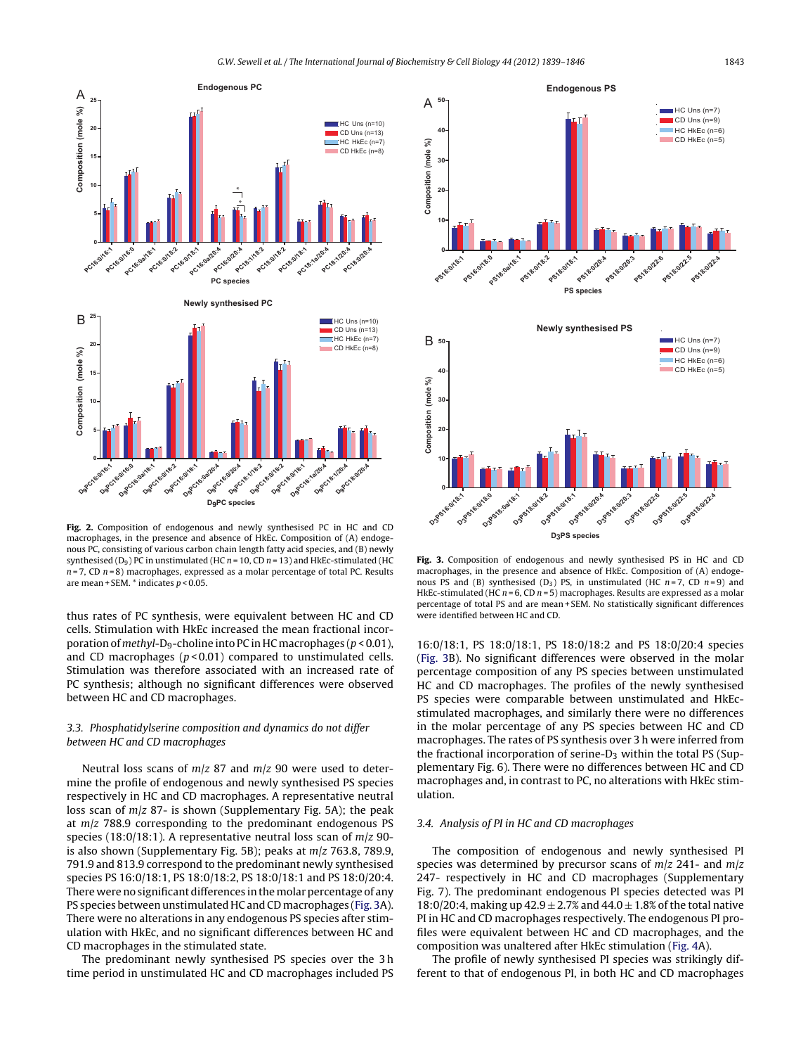**Fig. 2.** Composition of endogenous and newly synthesised PC in HC and CD macrophages, in the presence and absence of HkEc. Composition of (A) endogenous PC, consisting of various carbon chain length fatty acid species, and (B) newly synthesised ($D_9$) PC in unstimulated (HC $n = 10$, CD $n = 13$) and HkEc-stimulated (HC $n = 7$, CD $n = 8$) macrophages, expressed as a molar percentage of total PC. Results are mean + SEM. * indicates $p < 0.05$.

**Fig. 3.** Composition of endogenous and newly synthesised PS in HC and CD macrophages, in the presence and absence of HkEc. Composition of (A) endogenous PS and (B) synthesised ($D_3$) PS, in unstimulated (HC $n = 7$, CD $n = 9$) and HkEc-stimulated (HC $n = 6$, CD $n = 5$) macrophages. Results are expressed as a molar percentage of total PS and are mean + SEM. No statistically significant differences were identified between HC and CD.

thus rates of PC synthesis, were equivalent between HC and CD cells. Stimulation with HkEc increased the mean fractional incorporation of *methyl*-$D_9$-choline into PC in HC macrophages ($p < 0.01$), and CD macrophages ($p < 0.01$) compared to unstimulated cells. Stimulation was therefore associated with an increased rate of PC synthesis; although no significant differences were observed between HC and CD macrophages.

### 3.3. Phosphatidylserine composition and dynamics do not differ between HC and CD macrophages

Neutral loss scans of $m/z$ 87 and $m/z$ 90 were used to determine the profile of endogenous and newly synthesised PS species respectively in HC and CD macrophages. A representative neutral loss scan of $m/z$ 87- is shown (Supplementary Fig. 5A); the peak at $m/z$ 788.9 corresponding to the predominant endogenous PS species (18:0/18:1). A representative neutral loss scan of $m/z$ 90- is also shown (Supplementary Fig. 5B); peaks at $m/z$ 763.8, 789.9, 791.9 and 813.9 correspond to the predominant newly synthesised species PS 16:0/18:1, PS 18:0/18:2, PS 18:0/18:1 and PS 18:0/20:4. There were no significant differences in the molar percentage of any PS species between unstimulated HC and CD macrophages (Fig. 3A). There were no alterations in any endogenous PS species after stimulation with HkEc, and no significant differences between HC and CD macrophages in the stimulated state.

The predominant newly synthesised PS species over the 3 h time period in unstimulated HC and CD macrophages included PS 16:0/18:1, PS 18:0/18:1, PS 18:0/18:2 and PS 18:0/20:4 species (Fig. 3B). No significant differences were observed in the molar percentage composition of any PS species between unstimulated HC and CD macrophages. The profiles of the newly synthesised PS species were comparable between unstimulated and HkEc-stimulated macrophages, and similarly there were no differences in the molar percentage of any PS species between HC and CD macrophages. The rates of PS synthesis over 3 h were inferred from the fractional incorporation of serine-$D_3$ within the total PS (Supplementary Fig. 6). There were no differences between HC and CD macrophages and, in contrast to PC, no alterations with HkEc stimulation.

### 3.4. Analysis of PI in HC and CD macrophages

The composition of endogenous and newly synthesised PI species was determined by precursor scans of $m/z$ 241- and $m/z$ 247- respectively in HC and CD macrophages (Supplementary Fig. 7). The predominant endogenous PI species detected was PI 18:0/20:4, making up $42.9 \pm 2.7\%$ and $44.0 \pm 1.8\%$ of the total native PI in HC and CD macrophages respectively. The endogenous PI profiles were equivalent between HC and CD macrophages, and the composition was unaltered after HkEc stimulation (Fig. 4A).

The profile of newly synthesised PI species was strikingly different to that of endogenous PI, in both HC and CD macrophages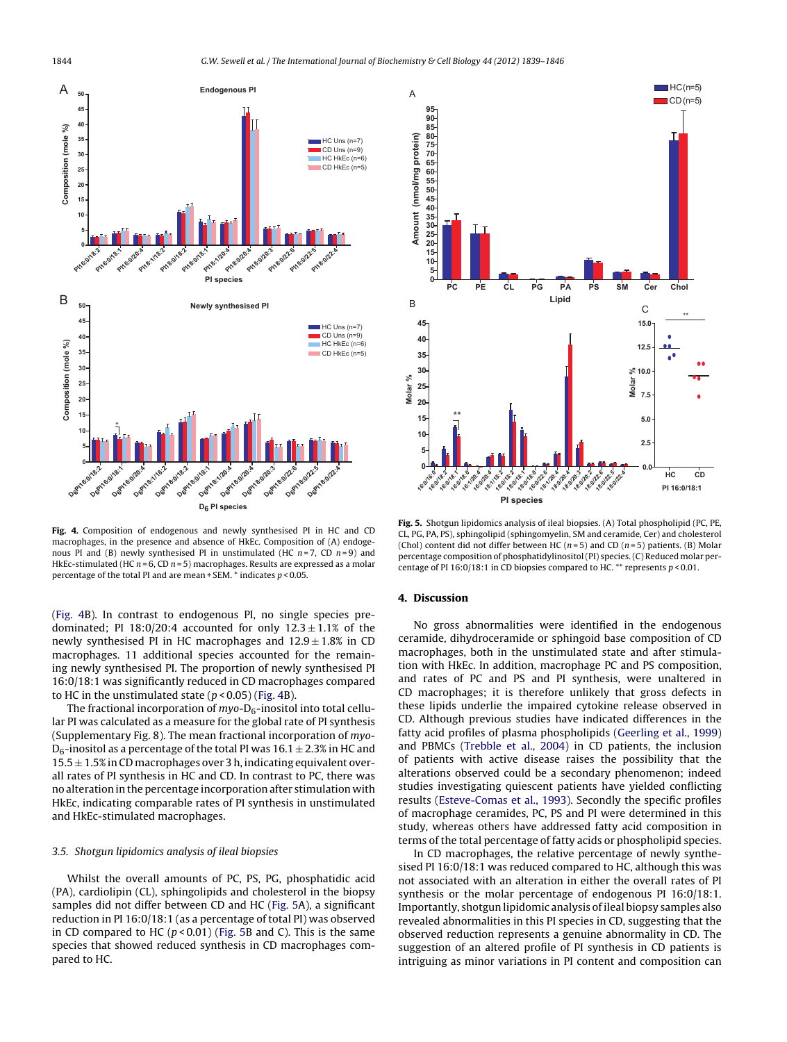**Fig. 4.** Composition of endogenous and newly synthesised PI in HC and CD macrophages, in the presence and absence of HkEc. Composition of (A) endogenous PI and (B) newly synthesised PI in unstimulated (HC $n=7$, CD $n=9$) and HkEc-stimulated (HC $n=6$, CD $n=5$) macrophages. Results are expressed as a molar percentage of the total PI and are mean + SEM. * indicates $p<0.05$.

**Fig. 5.** Shotgun lipidomics analysis of ileal biopsies. (A) Total phospholipid (PC, PE, CL, PG, PA, PS), sphingolipid (sphingomyelin, SM and ceramide, Cer) and cholesterol (Chol) content did not differ between HC ($n=5$) and CD ($n=5$) patients. (B) Molar percentage composition of phosphatidylinositol (PI) species. (C) Reduced molar percentage of PI 16:0/18:1 in CD biopsies compared to HC. ** represents $p<0.01$.

(Fig. 4B). In contrast to endogenous PI, no single species predominated; PI 18:0/20:4 accounted for only $12.3 \pm 1.1\%$ of the newly synthesised PI in HC macrophages and $12.9 \pm 1.8\%$ in CD macrophages. 11 additional species accounted for the remaining newly synthesised PI. The proportion of newly synthesised PI 16:0/18:1 was significantly reduced in CD macrophages compared to HC in the unstimulated state ($p<0.05$) (Fig. 4B).

The fractional incorporation of *myo*-$D_6$-inositol into total cellular PI was calculated as a measure for the global rate of PI synthesis (Supplementary Fig. 8). The mean fractional incorporation of *myo*-$D_6$-inositol as a percentage of the total PI was $16.1 \pm 2.3\%$ in HC and $15.5 \pm 1.5\%$ in CD macrophages over 3 h, indicating equivalent overall rates of PI synthesis in HC and CD. In contrast to PC, there was no alteration in the percentage incorporation after stimulation with HkEc, indicating comparable rates of PI synthesis in unstimulated and HkEc-stimulated macrophages.

### 3.5. Shotgun lipidomics analysis of ileal biopsies

Whilst the overall amounts of PC, PS, PG, phosphatidic acid (PA), cardiolipin (CL), sphingolipids and cholesterol in the biopsy samples did not differ between CD and HC (Fig. 5A), a significant reduction in PI 16:0/18:1 (as a percentage of total PI) was observed in CD compared to HC ($p<0.01$) (Fig. 5B and C). This is the same species that showed reduced synthesis in CD macrophages compared to HC.

## 4. Discussion

No gross abnormalities were identified in the endogenous ceramide, dihydroceramide or sphingoid base composition of CD macrophages, both in the unstimulated state and after stimulation with HkEc. In addition, macrophage PC and PS composition, and rates of PC and PS and PI synthesis, were unaltered in CD macrophages; it is therefore unlikely that gross defects in these lipids underlie the impaired cytokine release observed in CD. Although previous studies have indicated differences in the fatty acid profiles of plasma phospholipids (Geerling et al., 1999) and PBMCs (Trebble et al., 2004) in CD patients, the inclusion of patients with active disease raises the possibility that the alterations observed could be a secondary phenomenon; indeed studies investigating quiescent patients have yielded conflicting results (Esteve-Comas et al., 1993). Secondly the specific profiles of macrophage ceramides, PC, PS and PI were determined in this study, whereas others have addressed fatty acid composition in terms of the total percentage of fatty acids or phospholipid species.

In CD macrophages, the relative percentage of newly synthesised PI 16:0/18:1 was reduced compared to HC, although this was not associated with an alteration in either the overall rates of PI synthesis or the molar percentage of endogenous PI 16:0/18:1. Importantly, shotgun lipidomic analysis of ileal biopsy samples also revealed abnormalities in this PI species in CD, suggesting that the observed reduction represents a genuine abnormality in CD. The suggestion of an altered profile of PI synthesis in CD patients is intriguing as minor variations in PI content and composition can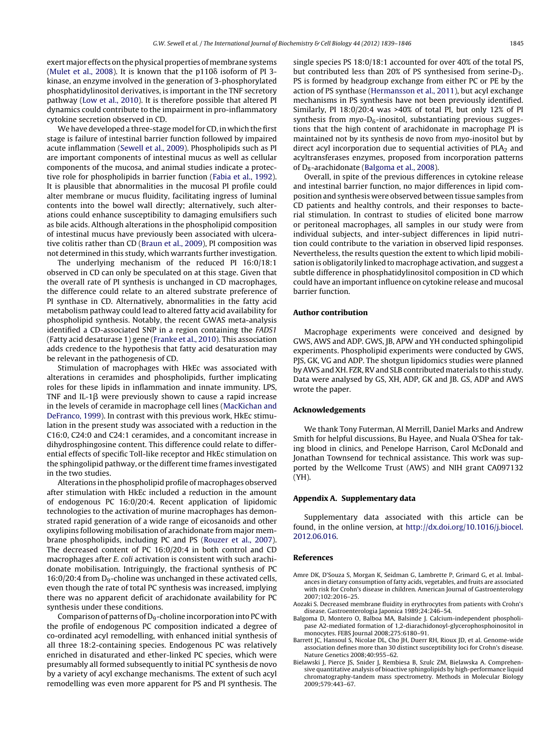exert major effects on the physical properties of membrane systems (Mulet et al., 2008). It is known that the p110δ isoform of PI 3-kinase, an enzyme involved in the generation of 3-phosphorylated phosphatidylinositol derivatives, is important in the TNF secretory pathway (Low et al., 2010). It is therefore possible that altered PI dynamics could contribute to the impairment in pro-inflammatory cytokine secretion observed in CD.

We have developed a three-stage model for CD, in which the first stage is failure of intestinal barrier function followed by impaired acute inflammation (Sewell et al., 2009). Phospholipids such as PI are important components of intestinal mucus as well as cellular components of the mucosa, and animal studies indicate a protective role for phospholipids in barrier function (Fabia et al., 1992). It is plausible that abnormalities in the mucosal PI profile could alter membrane or mucus fluidity, facilitating ingress of luminal contents into the bowel wall directly; alternatively, such alterations could enhance susceptibility to damaging emulsifiers such as bile acids. Although alterations in the phospholipid composition of intestinal mucus have previously been associated with ulcerative colitis rather than CD (Braun et al., 2009), PI composition was not determined in this study, which warrants further investigation.

The underlying mechanism of the reduced PI 16:0/18:1 observed in CD can only be speculated on at this stage. Given that the overall rate of PI synthesis is unchanged in CD macrophages, the difference could relate to an altered substrate preference of PI synthase in CD. Alternatively, abnormalities in the fatty acid metabolism pathway could lead to altered fatty acid availability for phospholipid synthesis. Notably, the recent GWAS meta-analysis identified a CD-associated SNP in a region containing the *FADS1* (Fatty acid desaturase 1) gene (Franke et al., 2010). This association adds credence to the hypothesis that fatty acid desaturation may be relevant in the pathogenesis of CD.

Stimulation of macrophages with HkEc was associated with alterations in ceramides and phospholipids, further implicating roles for these lipids in inflammation and innate immunity. LPS, TNF and IL-1β were previously shown to cause a rapid increase in the levels of ceramide in macrophage cell lines (MacKichan and DeFranco, 1999). In contrast with this previous work, HkEc stimulation in the present study was associated with a reduction in the C16:0, C24:0 and C24:1 ceramides, and a concomitant increase in dihydrosphingosine content. This difference could relate to differential effects of specific Toll-like receptor and HkEc stimulation on the sphingolipid pathway, or the different time frames investigated in the two studies.

Alterations in the phospholipid profile of macrophages observed after stimulation with HkEc included a reduction in the amount of endogenous PC 16:0/20:4. Recent application of lipidomic technologies to the activation of murine macrophages has demonstrated rapid generation of a wide range of eicosanoids and other oxylipins following mobilisation of arachidonate from major membrane phospholipids, including PC and PS (Rouzer et al., 2007). The decreased content of PC 16:0/20:4 in both control and CD macrophages after *E. coli* activation is consistent with such arachidonate mobilisation. Intriguingly, the fractional synthesis of PC 16:0/20:4 from $D_9$-choline was unchanged in these activated cells, even though the rate of total PC synthesis was increased, implying there was no apparent deficit of arachidonate availability for PC synthesis under these conditions.

Comparison of patterns of $D_9$-choline incorporation into PC with the profile of endogenous PC composition indicated a degree of co-ordinated acyl remodelling, with enhanced initial synthesis of all three 18:2-containing species. Endogenous PC was relatively enriched in disaturated and ether-linked PC species, which were presumably all formed subsequently to initial PC synthesis de novo by a variety of acyl exchange mechanisms. The extent of such acyl remodelling was even more apparent for PS and PI synthesis. The single species PS 18:0/18:1 accounted for over 40% of the total PS, but contributed less than 20% of PS synthesised from serine-$D_3$. PS is formed by headgroup exchange from either PC or PE by the action of PS synthase (Hermansson et al., 2011), but acyl exchange mechanisms in PS synthesis have not been previously identified. Similarly, PI 18:0/20:4 was >40% of total PI, but only 12% of PI synthesis from *myo*-$D_6$-inositol, substantiating previous suggestions that the high content of arachidonate in macrophage PI is maintained not by its synthesis de novo from *myo*-inositol but by direct acyl incorporation due to sequential activities of $PLA_2$ and acyltransferases enzymes, proposed from incorporation patterns of $D_8$-arachidonate (Balgoma et al., 2008).

Overall, in spite of the previous differences in cytokine release and intestinal barrier function, no major differences in lipid composition and synthesis were observed between tissue samples from CD patients and healthy controls, and their responses to bacterial stimulation. In contrast to studies of elicited bone marrow or peritoneal macrophages, all samples in our study were from individual subjects, and inter-subject differences in lipid nutrition could contribute to the variation in observed lipid responses. Nevertheless, the results question the extent to which lipid mobilisation is obligatorily linked to macrophage activation, and suggest a subtle difference in phosphatidylinositol composition in CD which could have an important influence on cytokine release and mucosal barrier function.

## Author contribution

Macrophage experiments were conceived and designed by GWS, AWS and ADP. GWS, JB, APW and YH conducted sphingolipid experiments. Phospholipid experiments were conducted by GWS, PJS, GK, VG and ADP. The shotgun lipidomics studies were planned by AWS and XH. FZR, RV and SLB contributed materials to this study. Data were analysed by GS, XH, ADP, GK and JB. GS, ADP and AWS wrote the paper.

## Acknowledgements

We thank Tony Futerman, Al Merrill, Daniel Marks and Andrew Smith for helpful discussions, Bu Hayee, and Nuala O'Shea for taking blood in clinics, and Penelope Harrison, Carol McDonald and Jonathan Townsend for technical assistance. This work was supported by the Wellcome Trust (AWS) and NIH grant CA097132 (YH).

## Appendix A. Supplementary data

Supplementary data associated with this article can be found, in the online version, at http://dx.doi.org/10.1016/j.biocel.2012.06.016.

## References

Amre DK, D'Souza S, Morgan K, Seidman G, Lambrette P, Grimard G, et al. Imbalances in dietary consumption of fatty acids, vegetables, and fruits are associated with risk for Crohn's disease in children. American Journal of Gastroenterology 2007;102:2016–25.

Aozaki S. Decreased membrane fluidity in erythrocytes from patients with Crohn's disease. Gastroenterologia Japonica 1989;24:246–54.

Balgoma D, Montero O, Balboa MA, Balsinde J. Calcium-independent phospholipase A2-mediated formation of 1,2-diarachidonoyl-glycerophosphoinositol in monocytes. FEBS Journal 2008;275:6180–91.

Barrett JC, Hansoul S, Nicolae DL, Cho JH, Duerr RH, Rioux JD, et al. Genome-wide association defines more than 30 distinct susceptibility loci for Crohn's disease. Nature Genetics 2008;40:955–62.

Bielawski J, Pierce JS, Snider J, Rembiesa B, Szulc ZM, Bielawska A. Comprehensive quantitative analysis of bioactive sphingolipids by high-performance liquid chromatography-tandem mass spectrometry. Methods in Molecular Biology 2009;579:443–67.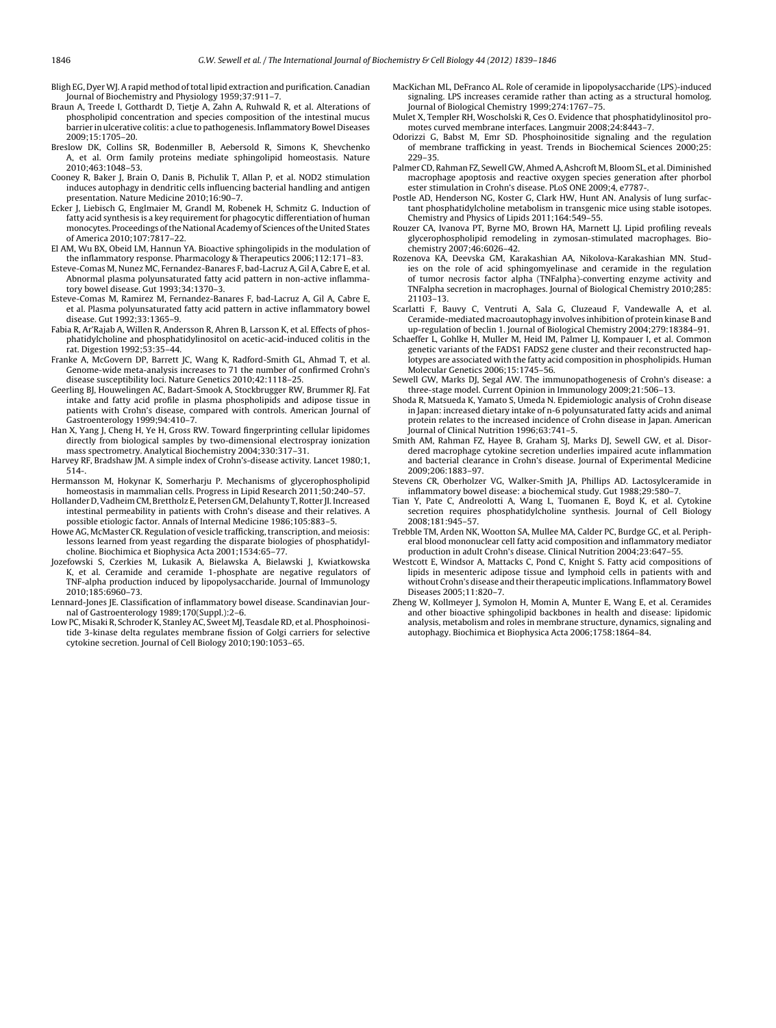Bligh EG, Dyer WJ. A rapid method of total lipid extraction and purification. Canadian Journal of Biochemistry and Physiology 1959;37:911–7.

Braun A, Treede I, Gotthardt D, Tietje A, Zahn A, Ruhwald R, et al. Alterations of phospholipid concentration and species composition of the intestinal mucus barrier in ulcerative colitis: a clue to pathogenesis. Inflammatory Bowel Diseases 2009;15:1705–20.

Breslow DK, Collins SR, Bodenmiller B, Aebersold R, Simons K, Shevchenko A, et al. Orm family proteins mediate sphingolipid homeostasis. Nature 2010;463:1048–53.

Cooney R, Baker J, Brain O, Danis B, Pichulik T, Allan P, et al. NOD2 stimulation induces autophagy in dendritic cells influencing bacterial handling and antigen presentation. Nature Medicine 2010;16:90–7.

Ecker J, Liebisch G, Englmaier M, Grandl M, Robenek H, Schmitz G. Induction of fatty acid synthesis is a key requirement for phagocytic differentiation of human monocytes. Proceedings of the National Academy of Sciences of the United States of America 2010;107:7817–22.

El AM, Wu BX, Obeid LM, Hannun YA. Bioactive sphingolipids in the modulation of the inflammatory response. Pharmacology & Therapeutics 2006;112:171–83.

Esteve-Comas M, Nunez MC, Fernandez-Banares F, bad-Lacruz A, Gil A, Cabre E, et al. Abnormal plasma polyunsaturated fatty acid pattern in non-active inflammatory bowel disease. Gut 1993;34:1370–3.

Esteve-Comas M, Ramirez M, Fernandez-Banares F, bad-Lacruz A, Gil A, Cabre E, et al. Plasma polyunsaturated fatty acid pattern in active inflammatory bowel disease. Gut 1992;33:1365–9.

Fabia R, Ar'Rajab A, Willen R, Andersson R, Ahren B, Larsson K, et al. Effects of phosphatidylcholine and phosphatidylinositol on acetic-acid-induced colitis in the rat. Digestion 1992;53:35–44.

Franke A, McGovern DP, Barrett JC, Wang K, Radford-Smith GL, Ahmad T, et al. Genome-wide meta-analysis increases to 71 the number of confirmed Crohn's disease susceptibility loci. Nature Genetics 2010;42:1118–25.

Geerling BJ, Houwelingen AC, Badart-Smook A, Stockbrugger RW, Brummer RJ. Fat intake and fatty acid profile in plasma phospholipids and adipose tissue in patients with Crohn's disease, compared with controls. American Journal of Gastroenterology 1999;94:410–7.

Han X, Yang J, Cheng H, Ye H, Gross RW. Toward fingerprinting cellular lipidomes directly from biological samples by two-dimensional electrospray ionization mass spectrometry. Analytical Biochemistry 2004;330:317–31.

Harvey RF, Bradshaw JM. A simple index of Crohn's-disease activity. Lancet 1980;1, 514-.

Hermansson M, Hokynar K, Somerharju P. Mechanisms of glycerophospholipid homeostasis in mammalian cells. Progress in Lipid Research 2011;50:240–57.

Hollander D, Vadheim CM, Brettholz E, Petersen GM, Delahunty T, Rotter JI. Increased intestinal permeability in patients with Crohn's disease and their relatives. A possible etiologic factor. Annals of Internal Medicine 1986;105:883–5.

Howe AG, McMaster CR. Regulation of vesicle trafficking, transcription, and meiosis: lessons learned from yeast regarding the disparate biologies of phosphatidylcholine. Biochimica et Biophysica Acta 2001;1534:65–77.

Jozefowski S, Czerkies M, Lukasik A, Bielawska A, Bielawski J, Kwiatkowska K, et al. Ceramide and ceramide 1-phosphate are negative regulators of TNF-alpha production induced by lipopolysaccharide. Journal of Immunology 2010;185:6960–73.

Lennard-Jones JE. Classification of inflammatory bowel disease. Scandinavian Journal of Gastroenterology 1989;170(Suppl.):2–6.

Low PC, Misaki R, Schroder K, Stanley AC, Sweet MJ, Teasdale RD, et al. Phosphoinositide 3-kinase delta regulates membrane fission of Golgi carriers for selective cytokine secretion. Journal of Cell Biology 2010;190:1053–65.

MacKichan ML, DeFranco AL. Role of ceramide in lipopolysaccharide (LPS)-induced signaling. LPS increases ceramide rather than acting as a structural homolog. Journal of Biological Chemistry 1999;274:1767–75.

Mulet X, Templer RH, Woscholski R, Ces O. Evidence that phosphatidylinositol promotes curved membrane interfaces. Langmuir 2008;24:8443–7.

Odorizzi G, Babst M, Emr SD. Phosphoinositide signaling and the regulation of membrane trafficking in yeast. Trends in Biochemical Sciences 2000;25: 229–35.

Palmer CD, Rahman FZ, Sewell GW, Ahmed A, Ashcroft M, Bloom SL, et al. Diminished macrophage apoptosis and reactive oxygen species generation after phorbol ester stimulation in Crohn's disease. PLoS ONE 2009;4, e7787-.

Postle AD, Henderson NG, Koster G, Clark HW, Hunt AN. Analysis of lung surfactant phosphatidylcholine metabolism in transgenic mice using stable isotopes. Chemistry and Physics of Lipids 2011;164:549–55.

Rouzer CA, Ivanova PT, Byrne MO, Brown HA, Marnett LJ. Lipid profiling reveals glycerophospholipid remodeling in zymosan-stimulated macrophages. Biochemistry 2007;46:6026–42.

Rozenova KA, Deevska GM, Karakashian AA, Nikolova-Karakashian MN. Studies on the role of acid sphingomyelinase and ceramide in the regulation of tumor necrosis factor alpha (TNFalpha)-converting enzyme activity and TNFalpha secretion in macrophages. Journal of Biological Chemistry 2010;285: 21103–13.

Scarlatti F, Bauvy C, Ventruti A, Sala G, Cluzeaud F, Vandewalle A, et al. Ceramide-mediated macroautophagy involves inhibition of protein kinase B and up-regulation of beclin 1. Journal of Biological Chemistry 2004;279:18384–91.

Schaeffer L, Gohlke H, Muller M, Heid IM, Palmer LJ, Kompauer I, et al. Common genetic variants of the FADS1 FADS2 gene cluster and their reconstructed haplotypes are associated with the fatty acid composition in phospholipids. Human Molecular Genetics 2006;15:1745–56.

Sewell GW, Marks DJ, Segal AW. The immunopathogenesis of Crohn's disease: a three-stage model. Current Opinion in Immunology 2009;21:506–13.

Shoda R, Matsueda K, Yamato S, Umeda N. Epidemiologic analysis of Crohn disease in Japan: increased dietary intake of n-6 polyunsaturated fatty acids and animal protein relates to the increased incidence of Crohn disease in Japan. American Journal of Clinical Nutrition 1996;63:741–5.

Smith AM, Rahman FZ, Hayee B, Graham SJ, Marks DJ, Sewell GW, et al. Disordered macrophage cytokine secretion underlies impaired acute inflammation and bacterial clearance in Crohn's disease. Journal of Experimental Medicine 2009;206:1883–97.

Stevens CR, Oberholzer VG, Walker-Smith JA, Phillips AD. Lactosylceramide in inflammatory bowel disease: a biochemical study. Gut 1988;29:580–7.

Tian Y, Pate C, Andreolotti A, Wang L, Tuomanen E, Boyd K, et al. Cytokine secretion requires phosphatidylcholine synthesis. Journal of Cell Biology 2008;181:945–57.

Trebble TM, Arden NK, Wootton SA, Mullee MA, Calder PC, Burdge GC, et al. Peripheral blood mononuclear cell fatty acid composition and inflammatory mediator production in adult Crohn's disease. Clinical Nutrition 2004;23:647–55.

Westcott E, Windsor A, Mattacks C, Pond C, Knight S. Fatty acid compositions of lipids in mesenteric adipose tissue and lymphoid cells in patients with and without Crohn's disease and their therapeutic implications. Inflammatory Bowel Diseases 2005;11:820–7.

Zheng W, Kollmeyer J, Symolon H, Momin A, Munter E, Wang E, et al. Ceramides and other bioactive sphingolipid backbones in health and disease: lipidomic analysis, metabolism and roles in membrane structure, dynamics, signaling and autophagy. Biochimica et Biophysica Acta 2006;1758:1864–84.